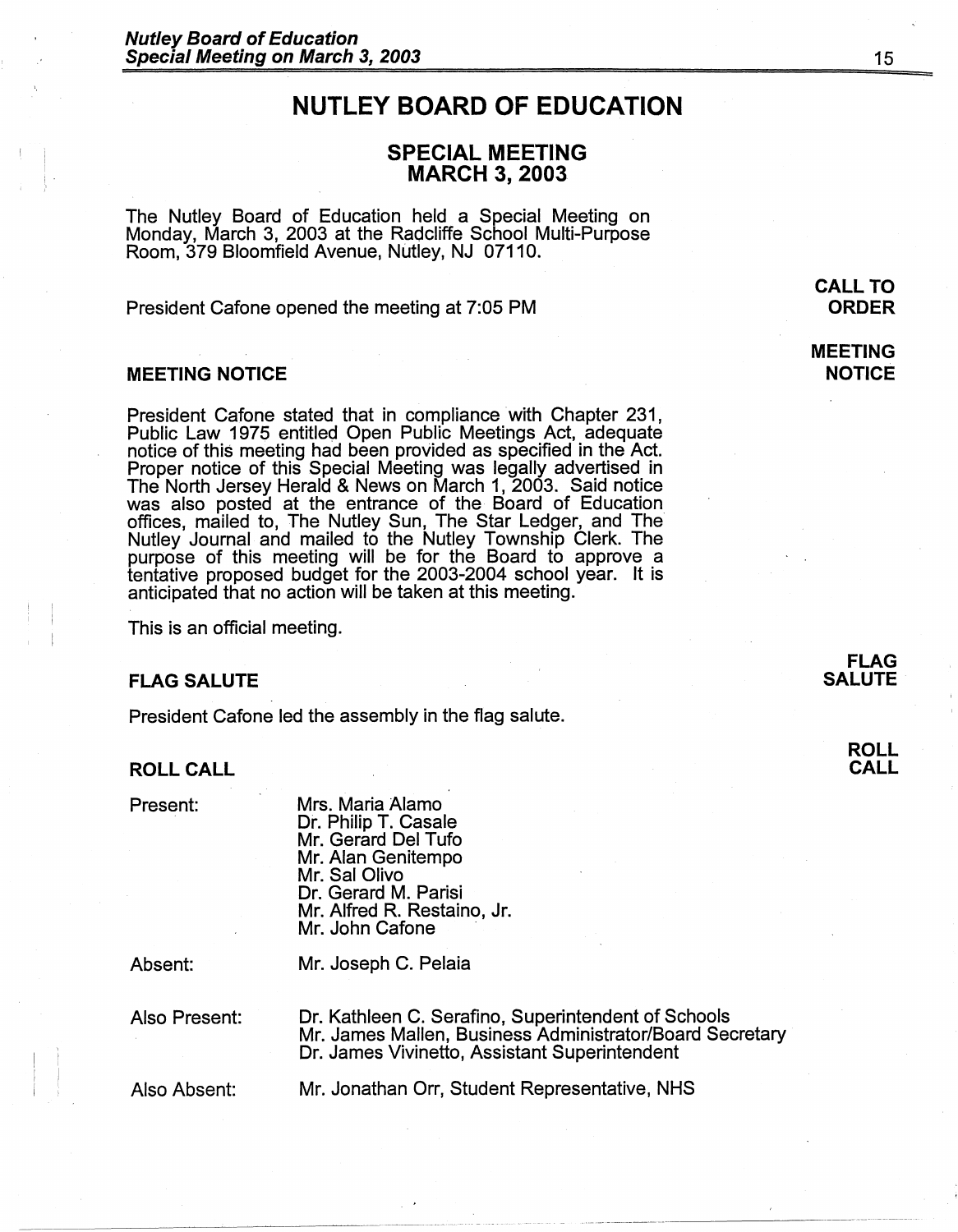# NUTLEY BOARD OF EDUCATION

## SPECIAL MEETING
## MARCH 3, 2003

The Nutley Board of Education held a Special Meeting on Monday, March 3, 2003 at the Radcliffe School Multi-Purpose Room, 379 Bloomfield Avenue, Nutley, NJ 07110.

**CALL TO ORDER**

President Cafone opened the meeting at 7:05 PM

**MEETING NOTICE**

### MEETING NOTICE

President Cafone stated that in compliance with Chapter 231, Public Law 1975 entitled Open Public Meetings Act, adequate notice of this meeting had been provided as specified in the Act. Proper notice of this Special Meeting was legally advertised in The North Jersey Herald & News on March 1, 2003. Said notice was also posted at the entrance of the Board of Education offices, mailed to, The Nutley Sun, The Star Ledger, and The Nutley Journal and mailed to the Nutley Township Clerk. The purpose of this meeting will be for the Board to approve a tentative proposed budget for the 2003-2004 school year. It is anticipated that no action will be taken at this meeting.

This is an official meeting.

**FLAG SALUTE**

### FLAG SALUTE

President Cafone led the assembly in the flag salute.

**ROLL CALL**

### ROLL CALL

Present:
- Mrs. Maria Alamo
- Dr. Philip T. Casale
- Mr. Gerard Del Tufo
- Mr. Alan Genitempo
- Mr. Sal Olivo
- Dr. Gerard M. Parisi
- Mr. Alfred R. Restaino, Jr.
- Mr. John Cafone

Absent:
- Mr. Joseph C. Pelaia

Also Present:
- Dr. Kathleen C. Serafino, Superintendent of Schools
- Mr. James Mallen, Business Administrator/Board Secretary
- Dr. James Vivinetto, Assistant Superintendent

Also Absent:
- Mr. Jonathan Orr, Student Representative, NHS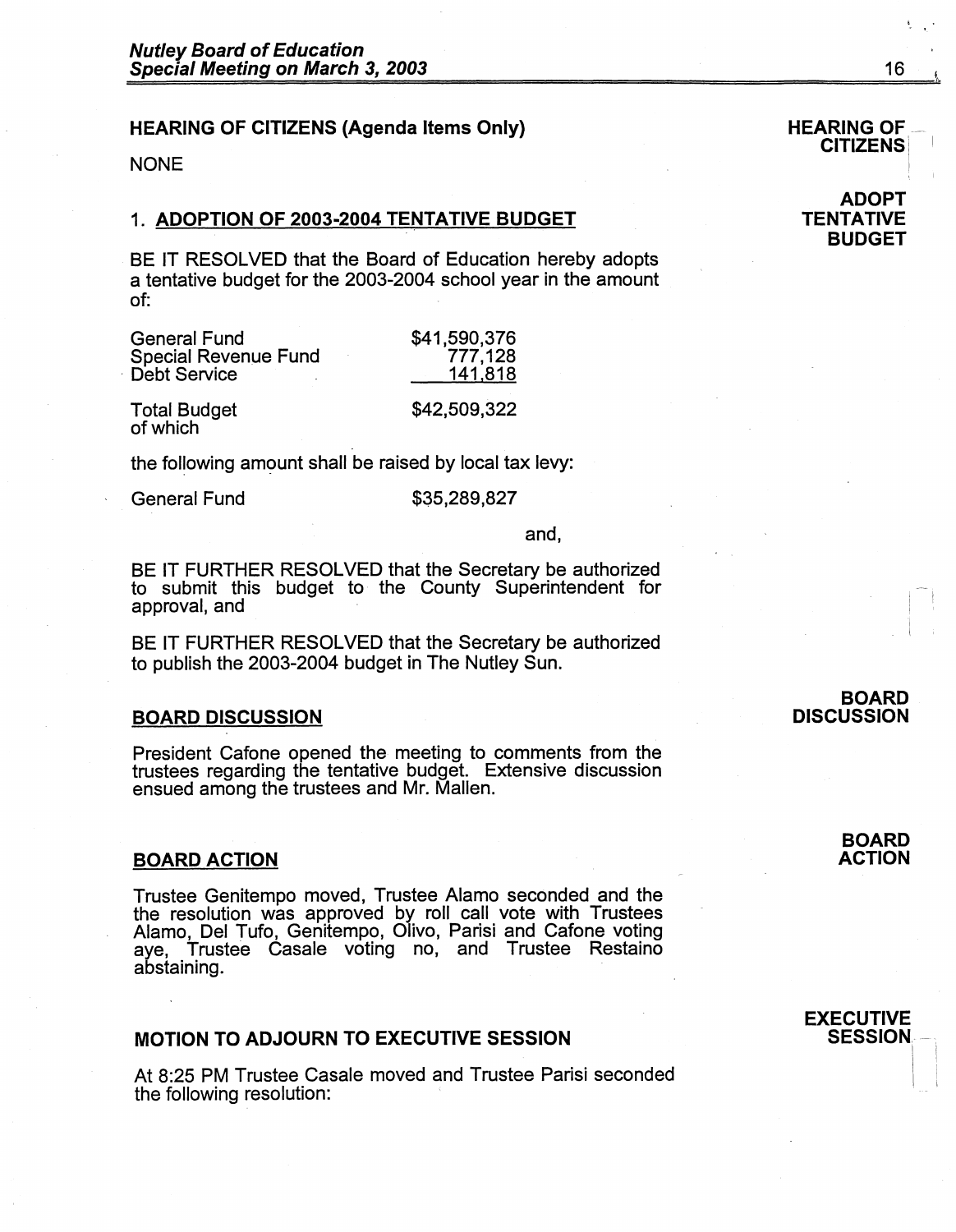## HEARING OF CITIZENS (Agenda Items Only)

**HEARING OF CITIZENS**

NONE

**ADOPT TENTATIVE BUDGET**

### 1. ADOPTION OF 2003-2004 TENTATIVE BUDGET

BE IT RESOLVED that the Board of Education hereby adopts a tentative budget for the 2003-2004 school year in the amount of:

| | |
|---|---|
| General Fund | $41,590,376 |
| Special Revenue Fund | 777,128 |
| Debt Service | 141,818 |
| Total Budget of which | $42,509,322 |

the following amount shall be raised by local tax levy:

| | |
|---|---|
| General Fund | $35,289,827 |

and,

BE IT FURTHER RESOLVED that the Secretary be authorized to submit this budget to the County Superintendent for approval, and

BE IT FURTHER RESOLVED that the Secretary be authorized to publish the 2003-2004 budget in The Nutley Sun.

**BOARD DISCUSSION**

### BOARD DISCUSSION

President Cafone opened the meeting to comments from the trustees regarding the tentative budget. Extensive discussion ensued among the trustees and Mr. Mallen.

**BOARD ACTION**

### BOARD ACTION

Trustee Genitempo moved, Trustee Alamo seconded and the the resolution was approved by roll call vote with Trustees Alamo, Del Tufo, Genitempo, Olivo, Parisi and Cafone voting aye, Trustee Casale voting no, and Trustee Restaino abstaining.

**EXECUTIVE SESSION**

## MOTION TO ADJOURN TO EXECUTIVE SESSION

At 8:25 PM Trustee Casale moved and Trustee Parisi seconded the following resolution: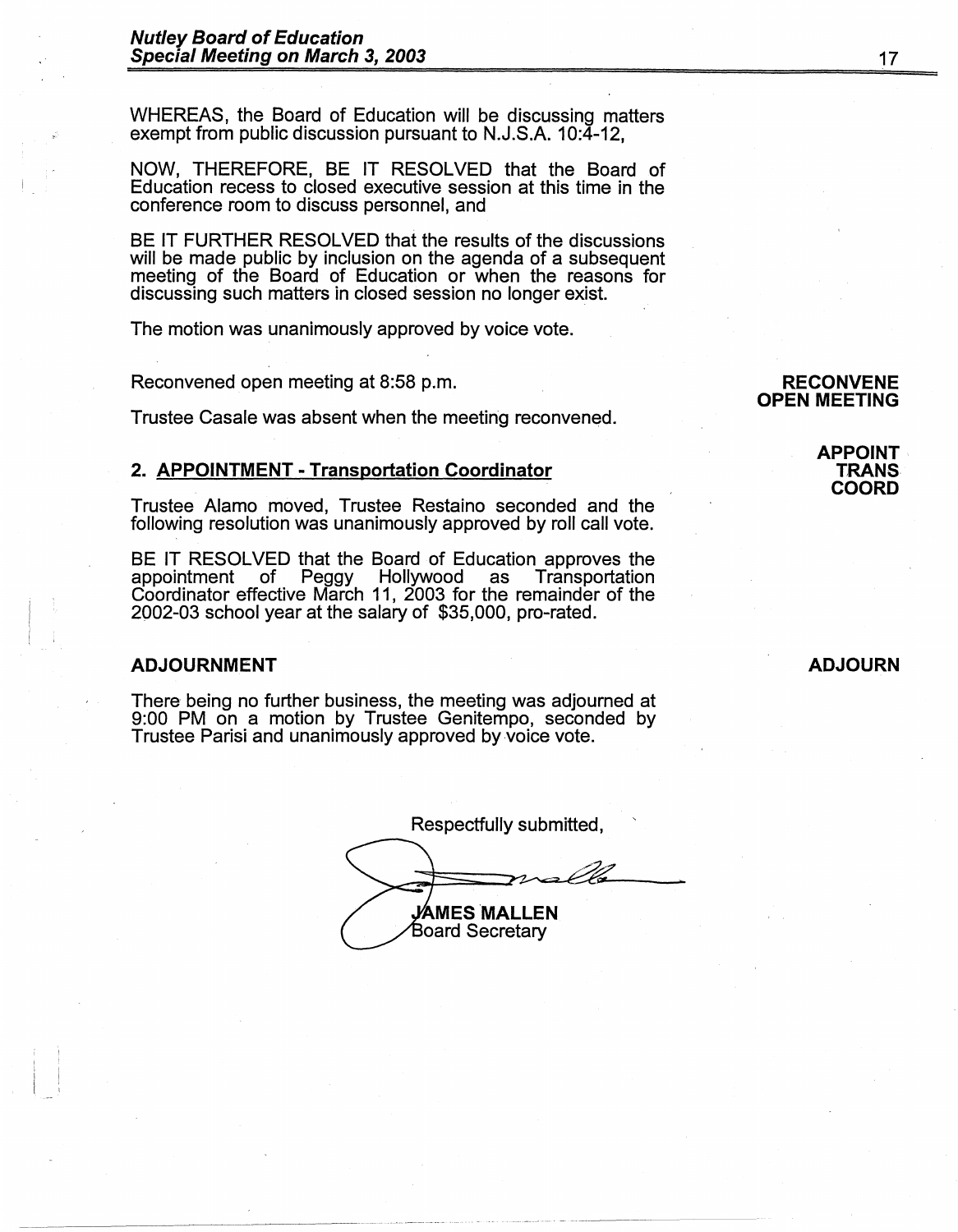WHEREAS, the Board of Education will be discussing matters exempt from public discussion pursuant to N.J.S.A. 10:4-12,

NOW, THEREFORE, BE IT RESOLVED that the Board of Education recess to closed executive session at this time in the conference room to discuss personnel, and

BE IT FURTHER RESOLVED that the results of the discussions will be made public by inclusion on the agenda of a subsequent meeting of the Board of Education or when the reasons for discussing such matters in closed session no longer exist.

The motion was unanimously approved by voice vote.

**RECONVENE OPEN MEETING**

Reconvened open meeting at 8:58 p.m.

Trustee Casale was absent when the meeting reconvened.

**APPOINT TRANS COORD**

## 2. APPOINTMENT - Transportation Coordinator

Trustee Alamo moved, Trustee Restaino seconded and the following resolution was unanimously approved by roll call vote.

BE IT RESOLVED that the Board of Education approves the appointment of Peggy Hollywood as Transportation Coordinator effective March 11, 2003 for the remainder of the 2002-03 school year at the salary of $35,000, pro-rated.

**ADJOURN**

## ADJOURNMENT

There being no further business, the meeting was adjourned at 9:00 PM on a motion by Trustee Genitempo, seconded by Trustee Parisi and unanimously approved by voice vote.

Respectfully submitted,

JAMES MALLEN
Board Secretary